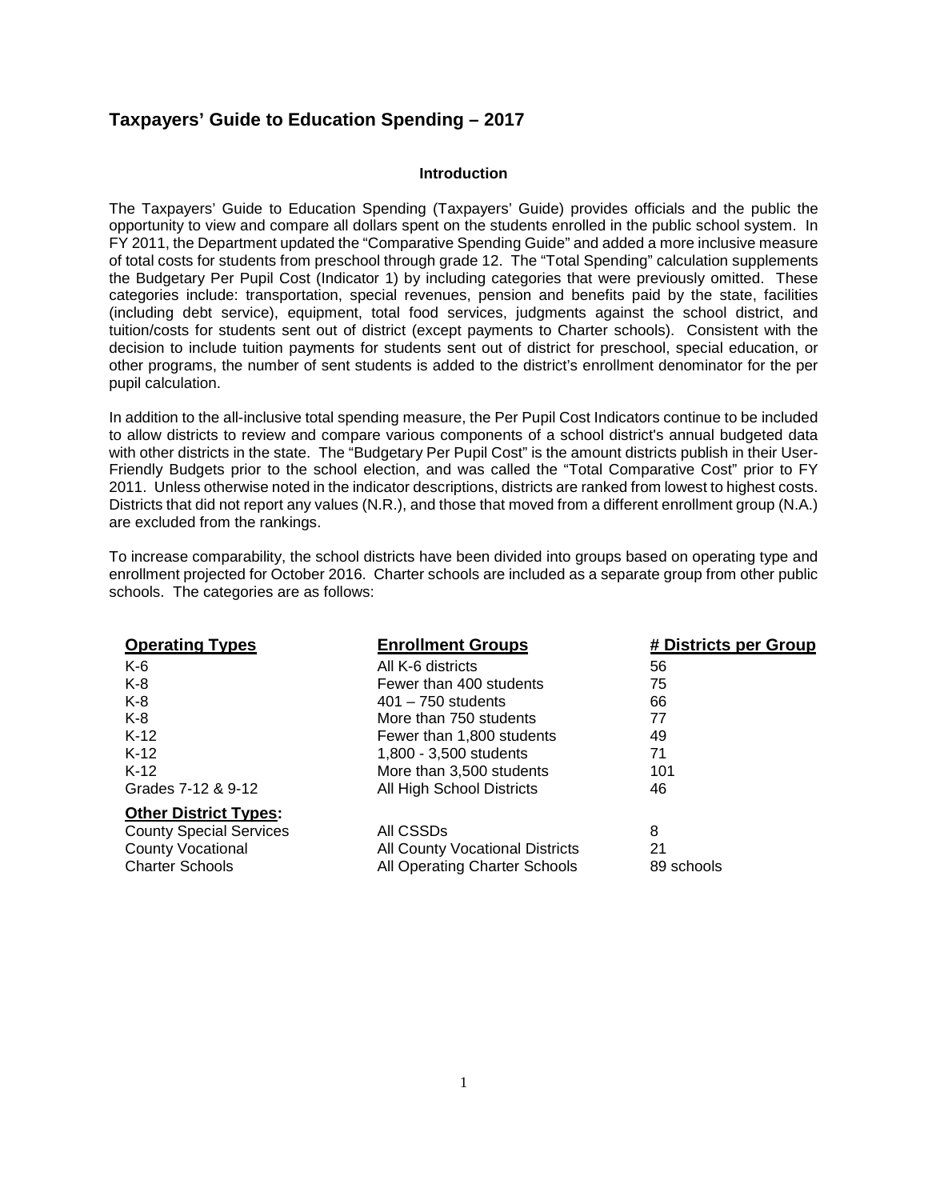# Taxpayers' Guide to Education Spending – 2017

### Introduction

The Taxpayers' Guide to Education Spending (Taxpayers' Guide) provides officials and the public the opportunity to view and compare all dollars spent on the students enrolled in the public school system. In FY 2011, the Department updated the "Comparative Spending Guide" and added a more inclusive measure of total costs for students from preschool through grade 12. The "Total Spending" calculation supplements the Budgetary Per Pupil Cost (Indicator 1) by including categories that were previously omitted. These categories include: transportation, special revenues, pension and benefits paid by the state, facilities (including debt service), equipment, total food services, judgments against the school district, and tuition/costs for students sent out of district (except payments to Charter schools). Consistent with the decision to include tuition payments for students sent out of district for preschool, special education, or other programs, the number of sent students is added to the district's enrollment denominator for the per pupil calculation.

In addition to the all-inclusive total spending measure, the Per Pupil Cost Indicators continue to be included to allow districts to review and compare various components of a school district's annual budgeted data with other districts in the state. The "Budgetary Per Pupil Cost" is the amount districts publish in their User-Friendly Budgets prior to the school election, and was called the "Total Comparative Cost" prior to FY 2011. Unless otherwise noted in the indicator descriptions, districts are ranked from lowest to highest costs. Districts that did not report any values (N.R.), and those that moved from a different enrollment group (N.A.) are excluded from the rankings.

To increase comparability, the school districts have been divided into groups based on operating type and enrollment projected for October 2016. Charter schools are included as a separate group from other public schools. The categories are as follows:

| Operating Types | Enrollment Groups | # Districts per Group |
|---|---|---|
| K-6 | All K-6 districts | 56 |
| K-8 | Fewer than 400 students | 75 |
| K-8 | 401 – 750 students | 66 |
| K-8 | More than 750 students | 77 |
| K-12 | Fewer than 1,800 students | 49 |
| K-12 | 1,800 - 3,500 students | 71 |
| K-12 | More than 3,500 students | 101 |
| Grades 7-12 & 9-12 | All High School Districts | 46 |
| **Other District Types:** | | |
| County Special Services | All CSSDs | 8 |
| County Vocational | All County Vocational Districts | 21 |
| Charter Schools | All Operating Charter Schools | 89 schools |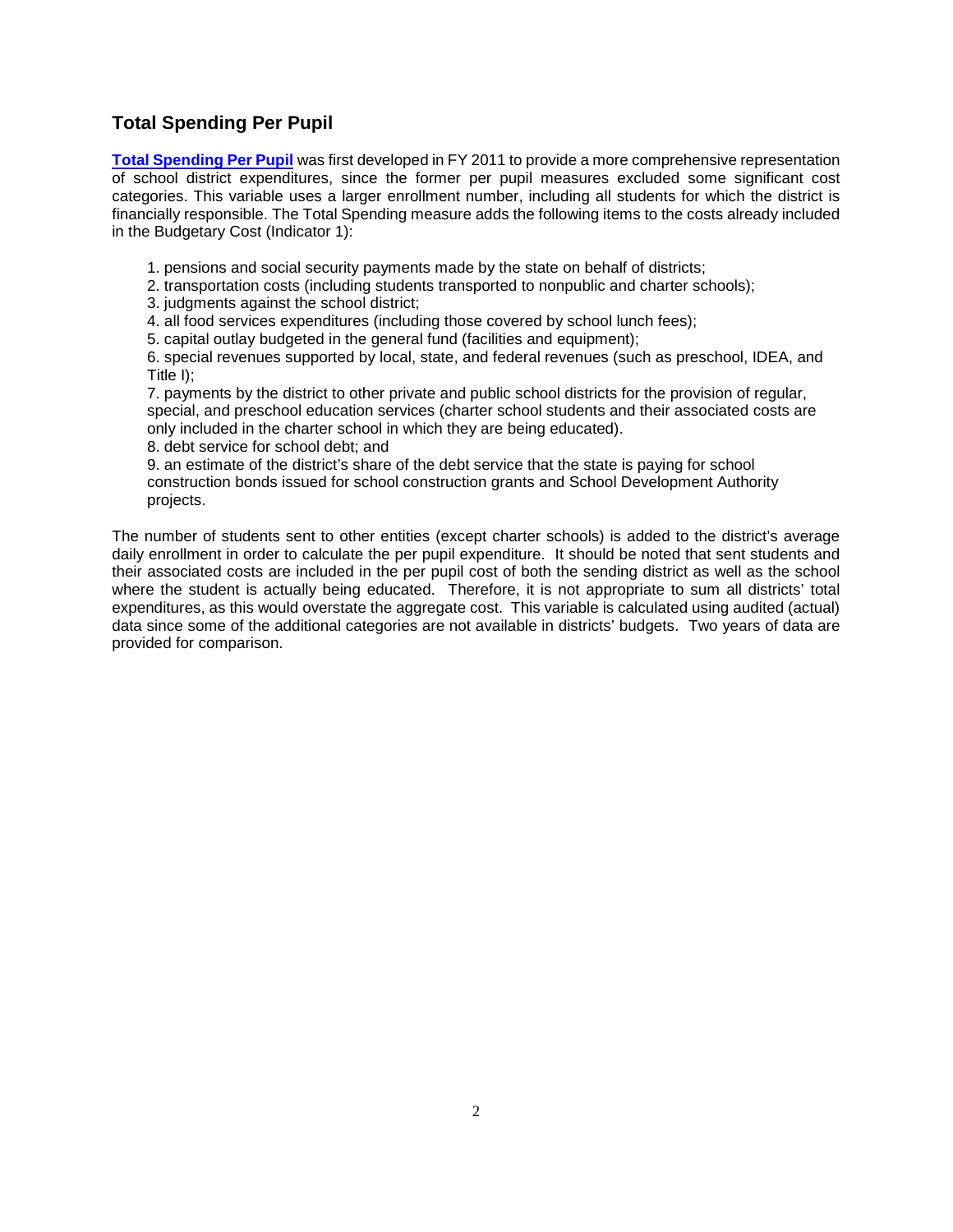## Total Spending Per Pupil

**Total Spending Per Pupil** was first developed in FY 2011 to provide a more comprehensive representation of school district expenditures, since the former per pupil measures excluded some significant cost categories. This variable uses a larger enrollment number, including all students for which the district is financially responsible. The Total Spending measure adds the following items to the costs already included in the Budgetary Cost (Indicator 1):

1. pensions and social security payments made by the state on behalf of districts;
2. transportation costs (including students transported to nonpublic and charter schools);
3. judgments against the school district;
4. all food services expenditures (including those covered by school lunch fees);
5. capital outlay budgeted in the general fund (facilities and equipment);
6. special revenues supported by local, state, and federal revenues (such as preschool, IDEA, and Title I);
7. payments by the district to other private and public school districts for the provision of regular, special, and preschool education services (charter school students and their associated costs are only included in the charter school in which they are being educated).
8. debt service for school debt; and
9. an estimate of the district's share of the debt service that the state is paying for school construction bonds issued for school construction grants and School Development Authority projects.

The number of students sent to other entities (except charter schools) is added to the district's average daily enrollment in order to calculate the per pupil expenditure. It should be noted that sent students and their associated costs are included in the per pupil cost of both the sending district as well as the school where the student is actually being educated. Therefore, it is not appropriate to sum all districts' total expenditures, as this would overstate the aggregate cost. This variable is calculated using audited (actual) data since some of the additional categories are not available in districts' budgets. Two years of data are provided for comparison.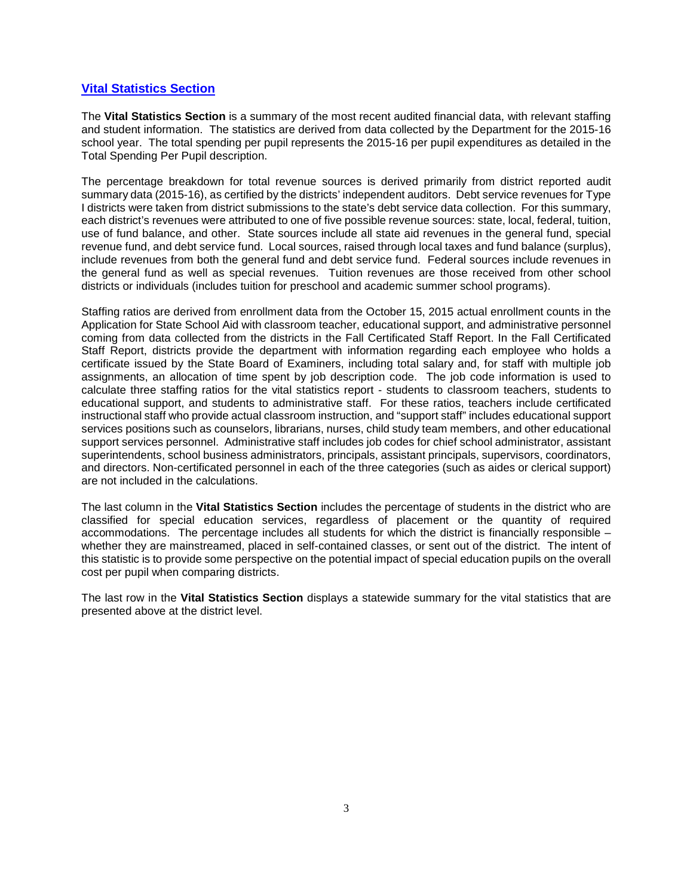## Vital Statistics Section

The **Vital Statistics Section** is a summary of the most recent audited financial data, with relevant staffing and student information. The statistics are derived from data collected by the Department for the 2015-16 school year. The total spending per pupil represents the 2015-16 per pupil expenditures as detailed in the Total Spending Per Pupil description.

The percentage breakdown for total revenue sources is derived primarily from district reported audit summary data (2015-16), as certified by the districts' independent auditors. Debt service revenues for Type I districts were taken from district submissions to the state's debt service data collection. For this summary, each district's revenues were attributed to one of five possible revenue sources: state, local, federal, tuition, use of fund balance, and other. State sources include all state aid revenues in the general fund, special revenue fund, and debt service fund. Local sources, raised through local taxes and fund balance (surplus), include revenues from both the general fund and debt service fund. Federal sources include revenues in the general fund as well as special revenues. Tuition revenues are those received from other school districts or individuals (includes tuition for preschool and academic summer school programs).

Staffing ratios are derived from enrollment data from the October 15, 2015 actual enrollment counts in the Application for State School Aid with classroom teacher, educational support, and administrative personnel coming from data collected from the districts in the Fall Certificated Staff Report. In the Fall Certificated Staff Report, districts provide the department with information regarding each employee who holds a certificate issued by the State Board of Examiners, including total salary and, for staff with multiple job assignments, an allocation of time spent by job description code. The job code information is used to calculate three staffing ratios for the vital statistics report - students to classroom teachers, students to educational support, and students to administrative staff. For these ratios, teachers include certificated instructional staff who provide actual classroom instruction, and "support staff" includes educational support services positions such as counselors, librarians, nurses, child study team members, and other educational support services personnel. Administrative staff includes job codes for chief school administrator, assistant superintendents, school business administrators, principals, assistant principals, supervisors, coordinators, and directors. Non-certificated personnel in each of the three categories (such as aides or clerical support) are not included in the calculations.

The last column in the **Vital Statistics Section** includes the percentage of students in the district who are classified for special education services, regardless of placement or the quantity of required accommodations. The percentage includes all students for which the district is financially responsible – whether they are mainstreamed, placed in self-contained classes, or sent out of the district. The intent of this statistic is to provide some perspective on the potential impact of special education pupils on the overall cost per pupil when comparing districts.

The last row in the **Vital Statistics Section** displays a statewide summary for the vital statistics that are presented above at the district level.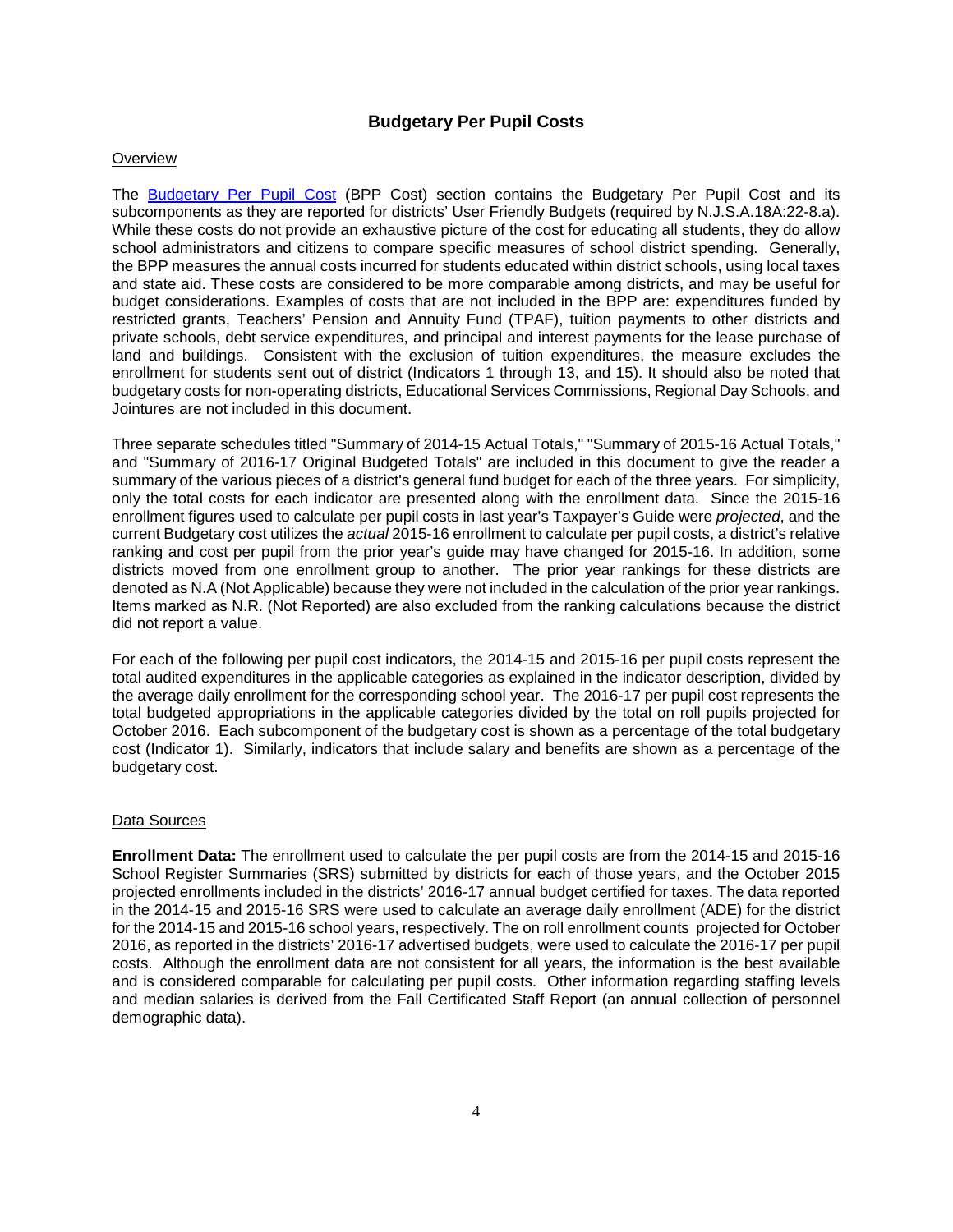# Budgetary Per Pupil Costs

## Overview

The Budgetary Per Pupil Cost (BPP Cost) section contains the Budgetary Per Pupil Cost and its subcomponents as they are reported for districts' User Friendly Budgets (required by N.J.S.A.18A:22-8.a). While these costs do not provide an exhaustive picture of the cost for educating all students, they do allow school administrators and citizens to compare specific measures of school district spending. Generally, the BPP measures the annual costs incurred for students educated within district schools, using local taxes and state aid. These costs are considered to be more comparable among districts, and may be useful for budget considerations. Examples of costs that are not included in the BPP are: expenditures funded by restricted grants, Teachers' Pension and Annuity Fund (TPAF), tuition payments to other districts and private schools, debt service expenditures, and principal and interest payments for the lease purchase of land and buildings. Consistent with the exclusion of tuition expenditures, the measure excludes the enrollment for students sent out of district (Indicators 1 through 13, and 15). It should also be noted that budgetary costs for non-operating districts, Educational Services Commissions, Regional Day Schools, and Jointures are not included in this document.

Three separate schedules titled "Summary of 2014-15 Actual Totals," "Summary of 2015-16 Actual Totals," and "Summary of 2016-17 Original Budgeted Totals" are included in this document to give the reader a summary of the various pieces of a district's general fund budget for each of the three years. For simplicity, only the total costs for each indicator are presented along with the enrollment data. Since the 2015-16 enrollment figures used to calculate per pupil costs in last year's Taxpayer's Guide were *projected*, and the current Budgetary cost utilizes the *actual* 2015-16 enrollment to calculate per pupil costs, a district's relative ranking and cost per pupil from the prior year's guide may have changed for 2015-16. In addition, some districts moved from one enrollment group to another. The prior year rankings for these districts are denoted as N.A (Not Applicable) because they were not included in the calculation of the prior year rankings. Items marked as N.R. (Not Reported) are also excluded from the ranking calculations because the district did not report a value.

For each of the following per pupil cost indicators, the 2014-15 and 2015-16 per pupil costs represent the total audited expenditures in the applicable categories as explained in the indicator description, divided by the average daily enrollment for the corresponding school year. The 2016-17 per pupil cost represents the total budgeted appropriations in the applicable categories divided by the total on roll pupils projected for October 2016. Each subcomponent of the budgetary cost is shown as a percentage of the total budgetary cost (Indicator 1). Similarly, indicators that include salary and benefits are shown as a percentage of the budgetary cost.

## Data Sources

**Enrollment Data:** The enrollment used to calculate the per pupil costs are from the 2014-15 and 2015-16 School Register Summaries (SRS) submitted by districts for each of those years, and the October 2015 projected enrollments included in the districts' 2016-17 annual budget certified for taxes. The data reported in the 2014-15 and 2015-16 SRS were used to calculate an average daily enrollment (ADE) for the district for the 2014-15 and 2015-16 school years, respectively. The on roll enrollment counts projected for October 2016, as reported in the districts' 2016-17 advertised budgets, were used to calculate the 2016-17 per pupil costs. Although the enrollment data are not consistent for all years, the information is the best available and is considered comparable for calculating per pupil costs. Other information regarding staffing levels and median salaries is derived from the Fall Certificated Staff Report (an annual collection of personnel demographic data).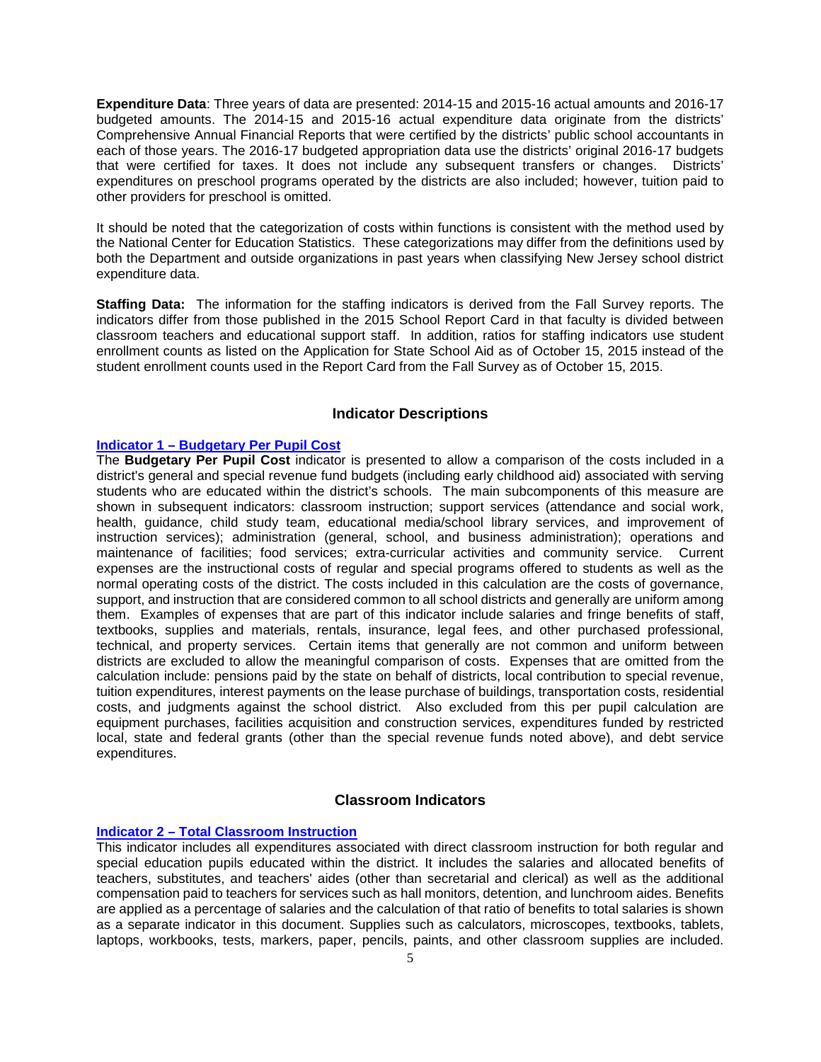**Expenditure Data**: Three years of data are presented: 2014-15 and 2015-16 actual amounts and 2016-17 budgeted amounts. The 2014-15 and 2015-16 actual expenditure data originate from the districts' Comprehensive Annual Financial Reports that were certified by the districts' public school accountants in each of those years. The 2016-17 budgeted appropriation data use the districts' original 2016-17 budgets that were certified for taxes. It does not include any subsequent transfers or changes. Districts' expenditures on preschool programs operated by the districts are also included; however, tuition paid to other providers for preschool is omitted.

It should be noted that the categorization of costs within functions is consistent with the method used by the National Center for Education Statistics. These categorizations may differ from the definitions used by both the Department and outside organizations in past years when classifying New Jersey school district expenditure data.

**Staffing Data:** The information for the staffing indicators is derived from the Fall Survey reports. The indicators differ from those published in the 2015 School Report Card in that faculty is divided between classroom teachers and educational support staff. In addition, ratios for staffing indicators use student enrollment counts as listed on the Application for State School Aid as of October 15, 2015 instead of the student enrollment counts used in the Report Card from the Fall Survey as of October 15, 2015.

## Indicator Descriptions

### Indicator 1 – Budgetary Per Pupil Cost

The **Budgetary Per Pupil Cost** indicator is presented to allow a comparison of the costs included in a district's general and special revenue fund budgets (including early childhood aid) associated with serving students who are educated within the district's schools. The main subcomponents of this measure are shown in subsequent indicators: classroom instruction; support services (attendance and social work, health, guidance, child study team, educational media/school library services, and improvement of instruction services); administration (general, school, and business administration); operations and maintenance of facilities; food services; extra-curricular activities and community service. Current expenses are the instructional costs of regular and special programs offered to students as well as the normal operating costs of the district. The costs included in this calculation are the costs of governance, support, and instruction that are considered common to all school districts and generally are uniform among them. Examples of expenses that are part of this indicator include salaries and fringe benefits of staff, textbooks, supplies and materials, rentals, insurance, legal fees, and other purchased professional, technical, and property services. Certain items that generally are not common and uniform between districts are excluded to allow the meaningful comparison of costs. Expenses that are omitted from the calculation include: pensions paid by the state on behalf of districts, local contribution to special revenue, tuition expenditures, interest payments on the lease purchase of buildings, transportation costs, residential costs, and judgments against the school district. Also excluded from this per pupil calculation are equipment purchases, facilities acquisition and construction services, expenditures funded by restricted local, state and federal grants (other than the special revenue funds noted above), and debt service expenditures.

## Classroom Indicators

### Indicator 2 – Total Classroom Instruction

This indicator includes all expenditures associated with direct classroom instruction for both regular and special education pupils educated within the district. It includes the salaries and allocated benefits of teachers, substitutes, and teachers' aides (other than secretarial and clerical) as well as the additional compensation paid to teachers for services such as hall monitors, detention, and lunchroom aides. Benefits are applied as a percentage of salaries and the calculation of that ratio of benefits to total salaries is shown as a separate indicator in this document. Supplies such as calculators, microscopes, textbooks, tablets, laptops, workbooks, tests, markers, paper, pencils, paints, and other classroom supplies are included.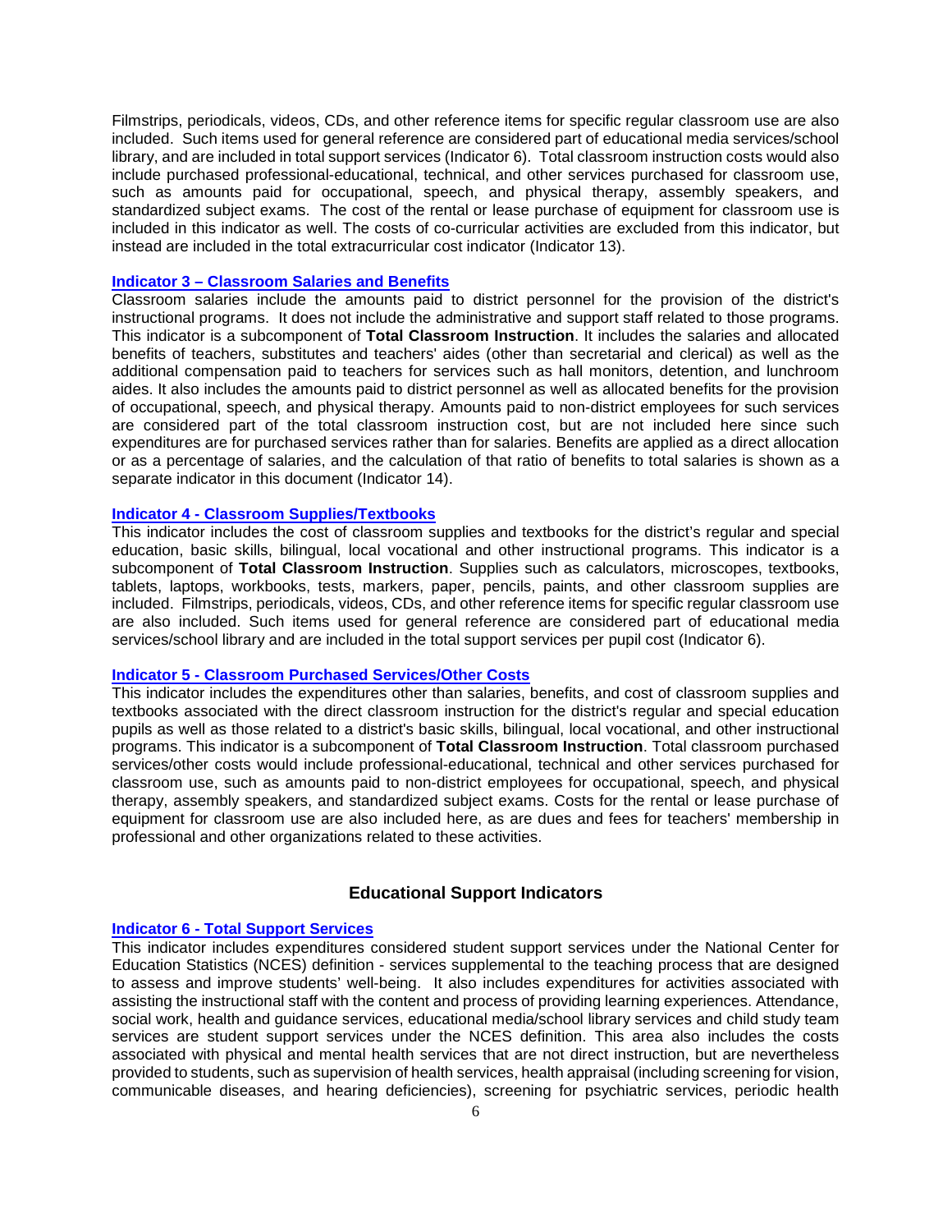Filmstrips, periodicals, videos, CDs, and other reference items for specific regular classroom use are also included. Such items used for general reference are considered part of educational media services/school library, and are included in total support services (Indicator 6). Total classroom instruction costs would also include purchased professional-educational, technical, and other services purchased for classroom use, such as amounts paid for occupational, speech, and physical therapy, assembly speakers, and standardized subject exams. The cost of the rental or lease purchase of equipment for classroom use is included in this indicator as well. The costs of co-curricular activities are excluded from this indicator, but instead are included in the total extracurricular cost indicator (Indicator 13).

### Indicator 3 – Classroom Salaries and Benefits

Classroom salaries include the amounts paid to district personnel for the provision of the district's instructional programs. It does not include the administrative and support staff related to those programs. This indicator is a subcomponent of **Total Classroom Instruction**. It includes the salaries and allocated benefits of teachers, substitutes and teachers' aides (other than secretarial and clerical) as well as the additional compensation paid to teachers for services such as hall monitors, detention, and lunchroom aides. It also includes the amounts paid to district personnel as well as allocated benefits for the provision of occupational, speech, and physical therapy. Amounts paid to non-district employees for such services are considered part of the total classroom instruction cost, but are not included here since such expenditures are for purchased services rather than for salaries. Benefits are applied as a direct allocation or as a percentage of salaries, and the calculation of that ratio of benefits to total salaries is shown as a separate indicator in this document (Indicator 14).

### Indicator 4 - Classroom Supplies/Textbooks

This indicator includes the cost of classroom supplies and textbooks for the district's regular and special education, basic skills, bilingual, local vocational and other instructional programs. This indicator is a subcomponent of **Total Classroom Instruction**. Supplies such as calculators, microscopes, textbooks, tablets, laptops, workbooks, tests, markers, paper, pencils, paints, and other classroom supplies are included. Filmstrips, periodicals, videos, CDs, and other reference items for specific regular classroom use are also included. Such items used for general reference are considered part of educational media services/school library and are included in the total support services per pupil cost (Indicator 6).

### Indicator 5 - Classroom Purchased Services/Other Costs

This indicator includes the expenditures other than salaries, benefits, and cost of classroom supplies and textbooks associated with the direct classroom instruction for the district's regular and special education pupils as well as those related to a district's basic skills, bilingual, local vocational, and other instructional programs. This indicator is a subcomponent of **Total Classroom Instruction**. Total classroom purchased services/other costs would include professional-educational, technical and other services purchased for classroom use, such as amounts paid to non-district employees for occupational, speech, and physical therapy, assembly speakers, and standardized subject exams. Costs for the rental or lease purchase of equipment for classroom use are also included here, as are dues and fees for teachers' membership in professional and other organizations related to these activities.

## Educational Support Indicators

### Indicator 6 - Total Support Services

This indicator includes expenditures considered student support services under the National Center for Education Statistics (NCES) definition - services supplemental to the teaching process that are designed to assess and improve students' well-being. It also includes expenditures for activities associated with assisting the instructional staff with the content and process of providing learning experiences. Attendance, social work, health and guidance services, educational media/school library services and child study team services are student support services under the NCES definition. This area also includes the costs associated with physical and mental health services that are not direct instruction, but are nevertheless provided to students, such as supervision of health services, health appraisal (including screening for vision, communicable diseases, and hearing deficiencies), screening for psychiatric services, periodic health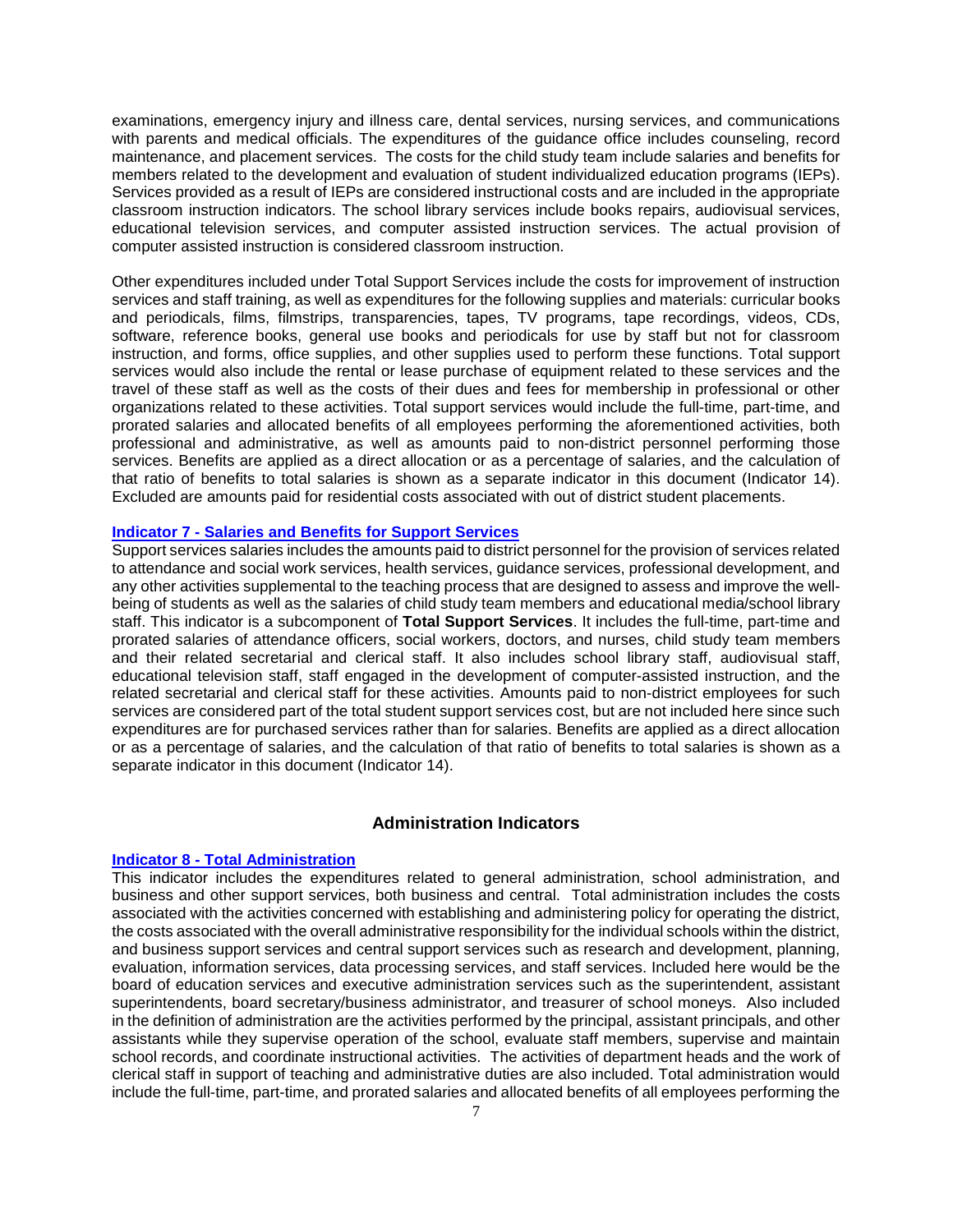examinations, emergency injury and illness care, dental services, nursing services, and communications with parents and medical officials. The expenditures of the guidance office includes counseling, record maintenance, and placement services. The costs for the child study team include salaries and benefits for members related to the development and evaluation of student individualized education programs (IEPs). Services provided as a result of IEPs are considered instructional costs and are included in the appropriate classroom instruction indicators. The school library services include books repairs, audiovisual services, educational television services, and computer assisted instruction services. The actual provision of computer assisted instruction is considered classroom instruction.

Other expenditures included under Total Support Services include the costs for improvement of instruction services and staff training, as well as expenditures for the following supplies and materials: curricular books and periodicals, films, filmstrips, transparencies, tapes, TV programs, tape recordings, videos, CDs, software, reference books, general use books and periodicals for use by staff but not for classroom instruction, and forms, office supplies, and other supplies used to perform these functions. Total support services would also include the rental or lease purchase of equipment related to these services and the travel of these staff as well as the costs of their dues and fees for membership in professional or other organizations related to these activities. Total support services would include the full-time, part-time, and prorated salaries and allocated benefits of all employees performing the aforementioned activities, both professional and administrative, as well as amounts paid to non-district personnel performing those services. Benefits are applied as a direct allocation or as a percentage of salaries, and the calculation of that ratio of benefits to total salaries is shown as a separate indicator in this document (Indicator 14). Excluded are amounts paid for residential costs associated with out of district student placements.

### Indicator 7 - Salaries and Benefits for Support Services

Support services salaries includes the amounts paid to district personnel for the provision of services related to attendance and social work services, health services, guidance services, professional development, and any other activities supplemental to the teaching process that are designed to assess and improve the well-being of students as well as the salaries of child study team members and educational media/school library staff. This indicator is a subcomponent of **Total Support Services**. It includes the full-time, part-time and prorated salaries of attendance officers, social workers, doctors, and nurses, child study team members and their related secretarial and clerical staff. It also includes school library staff, audiovisual staff, educational television staff, staff engaged in the development of computer-assisted instruction, and the related secretarial and clerical staff for these activities. Amounts paid to non-district employees for such services are considered part of the total student support services cost, but are not included here since such expenditures are for purchased services rather than for salaries. Benefits are applied as a direct allocation or as a percentage of salaries, and the calculation of that ratio of benefits to total salaries is shown as a separate indicator in this document (Indicator 14).

## Administration Indicators

### Indicator 8 - Total Administration

This indicator includes the expenditures related to general administration, school administration, and business and other support services, both business and central. Total administration includes the costs associated with the activities concerned with establishing and administering policy for operating the district, the costs associated with the overall administrative responsibility for the individual schools within the district, and business support services and central support services such as research and development, planning, evaluation, information services, data processing services, and staff services. Included here would be the board of education services and executive administration services such as the superintendent, assistant superintendents, board secretary/business administrator, and treasurer of school moneys. Also included in the definition of administration are the activities performed by the principal, assistant principals, and other assistants while they supervise operation of the school, evaluate staff members, supervise and maintain school records, and coordinate instructional activities. The activities of department heads and the work of clerical staff in support of teaching and administrative duties are also included. Total administration would include the full-time, part-time, and prorated salaries and allocated benefits of all employees performing the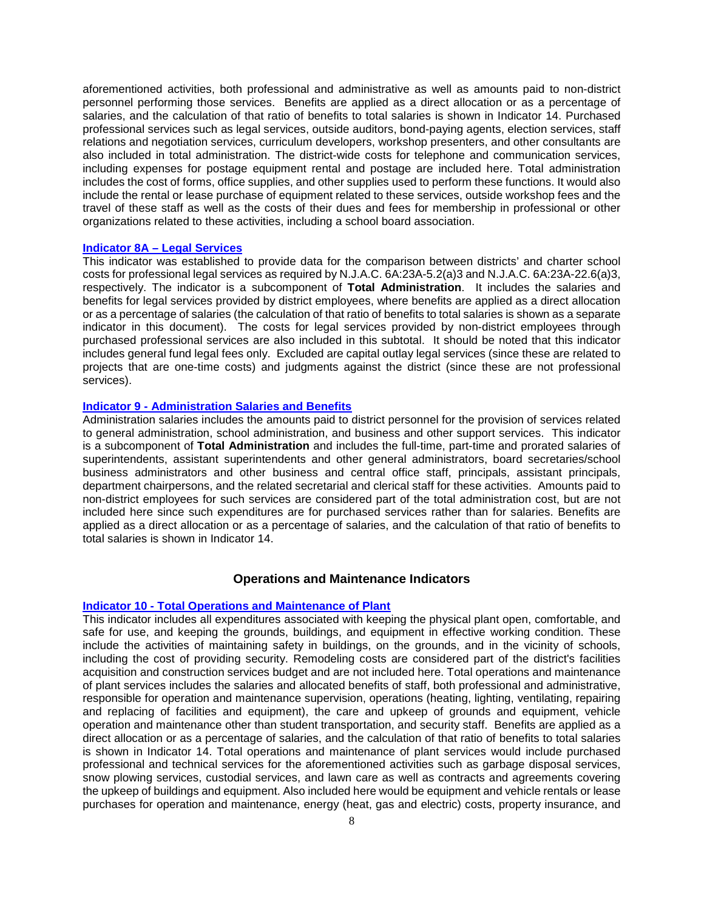aforementioned activities, both professional and administrative as well as amounts paid to non-district personnel performing those services. Benefits are applied as a direct allocation or as a percentage of salaries, and the calculation of that ratio of benefits to total salaries is shown in Indicator 14. Purchased professional services such as legal services, outside auditors, bond-paying agents, election services, staff relations and negotiation services, curriculum developers, workshop presenters, and other consultants are also included in total administration. The district-wide costs for telephone and communication services, including expenses for postage equipment rental and postage are included here. Total administration includes the cost of forms, office supplies, and other supplies used to perform these functions. It would also include the rental or lease purchase of equipment related to these services, outside workshop fees and the travel of these staff as well as the costs of their dues and fees for membership in professional or other organizations related to these activities, including a school board association.

### Indicator 8A – Legal Services

This indicator was established to provide data for the comparison between districts' and charter school costs for professional legal services as required by N.J.A.C. 6A:23A-5.2(a)3 and N.J.A.C. 6A:23A-22.6(a)3, respectively. The indicator is a subcomponent of **Total Administration**. It includes the salaries and benefits for legal services provided by district employees, where benefits are applied as a direct allocation or as a percentage of salaries (the calculation of that ratio of benefits to total salaries is shown as a separate indicator in this document). The costs for legal services provided by non-district employees through purchased professional services are also included in this subtotal. It should be noted that this indicator includes general fund legal fees only. Excluded are capital outlay legal services (since these are related to projects that are one-time costs) and judgments against the district (since these are not professional services).

### Indicator 9 - Administration Salaries and Benefits

Administration salaries includes the amounts paid to district personnel for the provision of services related to general administration, school administration, and business and other support services. This indicator is a subcomponent of **Total Administration** and includes the full-time, part-time and prorated salaries of superintendents, assistant superintendents and other general administrators, board secretaries/school business administrators and other business and central office staff, principals, assistant principals, department chairpersons, and the related secretarial and clerical staff for these activities. Amounts paid to non-district employees for such services are considered part of the total administration cost, but are not included here since such expenditures are for purchased services rather than for salaries. Benefits are applied as a direct allocation or as a percentage of salaries, and the calculation of that ratio of benefits to total salaries is shown in Indicator 14.

## Operations and Maintenance Indicators

### Indicator 10 - Total Operations and Maintenance of Plant

This indicator includes all expenditures associated with keeping the physical plant open, comfortable, and safe for use, and keeping the grounds, buildings, and equipment in effective working condition. These include the activities of maintaining safety in buildings, on the grounds, and in the vicinity of schools, including the cost of providing security. Remodeling costs are considered part of the district's facilities acquisition and construction services budget and are not included here. Total operations and maintenance of plant services includes the salaries and allocated benefits of staff, both professional and administrative, responsible for operation and maintenance supervision, operations (heating, lighting, ventilating, repairing and replacing of facilities and equipment), the care and upkeep of grounds and equipment, vehicle operation and maintenance other than student transportation, and security staff. Benefits are applied as a direct allocation or as a percentage of salaries, and the calculation of that ratio of benefits to total salaries is shown in Indicator 14. Total operations and maintenance of plant services would include purchased professional and technical services for the aforementioned activities such as garbage disposal services, snow plowing services, custodial services, and lawn care as well as contracts and agreements covering the upkeep of buildings and equipment. Also included here would be equipment and vehicle rentals or lease purchases for operation and maintenance, energy (heat, gas and electric) costs, property insurance, and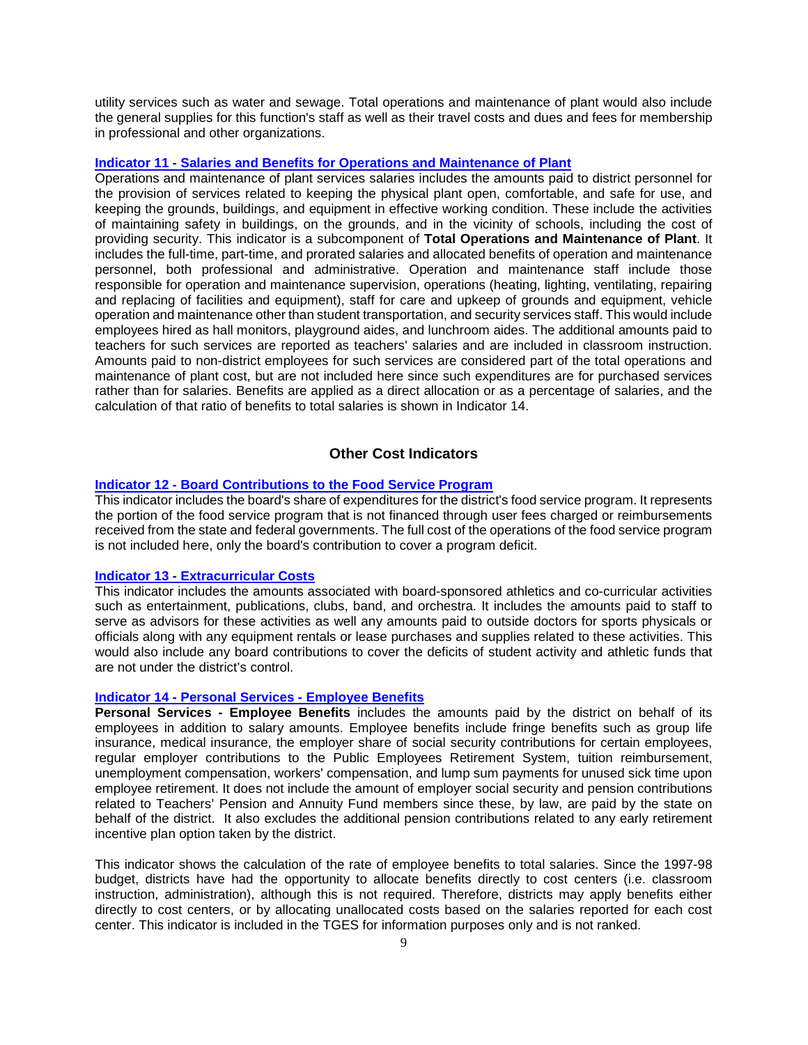utility services such as water and sewage. Total operations and maintenance of plant would also include the general supplies for this function's staff as well as their travel costs and dues and fees for membership in professional and other organizations.

### Indicator 11 - Salaries and Benefits for Operations and Maintenance of Plant

Operations and maintenance of plant services salaries includes the amounts paid to district personnel for the provision of services related to keeping the physical plant open, comfortable, and safe for use, and keeping the grounds, buildings, and equipment in effective working condition. These include the activities of maintaining safety in buildings, on the grounds, and in the vicinity of schools, including the cost of providing security. This indicator is a subcomponent of **Total Operations and Maintenance of Plant**. It includes the full-time, part-time, and prorated salaries and allocated benefits of operation and maintenance personnel, both professional and administrative. Operation and maintenance staff include those responsible for operation and maintenance supervision, operations (heating, lighting, ventilating, repairing and replacing of facilities and equipment), staff for care and upkeep of grounds and equipment, vehicle operation and maintenance other than student transportation, and security services staff. This would include employees hired as hall monitors, playground aides, and lunchroom aides. The additional amounts paid to teachers for such services are reported as teachers' salaries and are included in classroom instruction. Amounts paid to non-district employees for such services are considered part of the total operations and maintenance of plant cost, but are not included here since such expenditures are for purchased services rather than for salaries. Benefits are applied as a direct allocation or as a percentage of salaries, and the calculation of that ratio of benefits to total salaries is shown in Indicator 14.

## Other Cost Indicators

### Indicator 12 - Board Contributions to the Food Service Program

This indicator includes the board's share of expenditures for the district's food service program. It represents the portion of the food service program that is not financed through user fees charged or reimbursements received from the state and federal governments. The full cost of the operations of the food service program is not included here, only the board's contribution to cover a program deficit.

### Indicator 13 - Extracurricular Costs

This indicator includes the amounts associated with board-sponsored athletics and co-curricular activities such as entertainment, publications, clubs, band, and orchestra. It includes the amounts paid to staff to serve as advisors for these activities as well any amounts paid to outside doctors for sports physicals or officials along with any equipment rentals or lease purchases and supplies related to these activities. This would also include any board contributions to cover the deficits of student activity and athletic funds that are not under the district's control.

### Indicator 14 - Personal Services - Employee Benefits

**Personal Services - Employee Benefits** includes the amounts paid by the district on behalf of its employees in addition to salary amounts. Employee benefits include fringe benefits such as group life insurance, medical insurance, the employer share of social security contributions for certain employees, regular employer contributions to the Public Employees Retirement System, tuition reimbursement, unemployment compensation, workers' compensation, and lump sum payments for unused sick time upon employee retirement. It does not include the amount of employer social security and pension contributions related to Teachers' Pension and Annuity Fund members since these, by law, are paid by the state on behalf of the district. It also excludes the additional pension contributions related to any early retirement incentive plan option taken by the district.

This indicator shows the calculation of the rate of employee benefits to total salaries. Since the 1997-98 budget, districts have had the opportunity to allocate benefits directly to cost centers (i.e. classroom instruction, administration), although this is not required. Therefore, districts may apply benefits either directly to cost centers, or by allocating unallocated costs based on the salaries reported for each cost center. This indicator is included in the TGES for information purposes only and is not ranked.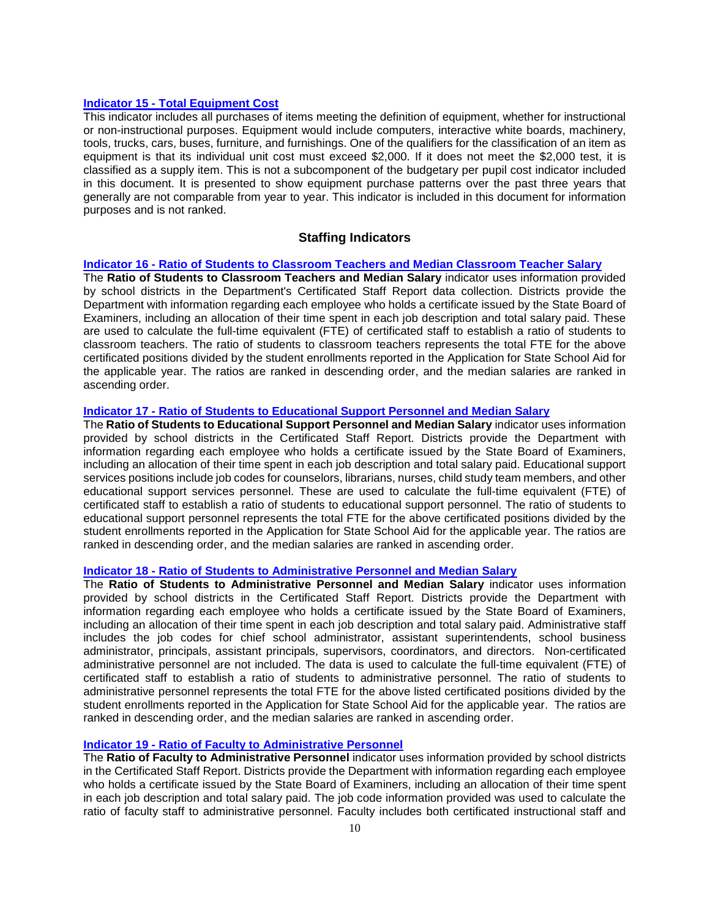### Indicator 15 - Total Equipment Cost

This indicator includes all purchases of items meeting the definition of equipment, whether for instructional or non-instructional purposes. Equipment would include computers, interactive white boards, machinery, tools, trucks, cars, buses, furniture, and furnishings. One of the qualifiers for the classification of an item as equipment is that its individual unit cost must exceed $2,000. If it does not meet the $2,000 test, it is classified as a supply item. This is not a subcomponent of the budgetary per pupil cost indicator included in this document. It is presented to show equipment purchase patterns over the past three years that generally are not comparable from year to year. This indicator is included in this document for information purposes and is not ranked.

## Staffing Indicators

### Indicator 16 - Ratio of Students to Classroom Teachers and Median Classroom Teacher Salary

The **Ratio of Students to Classroom Teachers and Median Salary** indicator uses information provided by school districts in the Department's Certificated Staff Report data collection. Districts provide the Department with information regarding each employee who holds a certificate issued by the State Board of Examiners, including an allocation of their time spent in each job description and total salary paid. These are used to calculate the full-time equivalent (FTE) of certificated staff to establish a ratio of students to classroom teachers. The ratio of students to classroom teachers represents the total FTE for the above certificated positions divided by the student enrollments reported in the Application for State School Aid for the applicable year. The ratios are ranked in descending order, and the median salaries are ranked in ascending order.

### Indicator 17 - Ratio of Students to Educational Support Personnel and Median Salary

The **Ratio of Students to Educational Support Personnel and Median Salary** indicator uses information provided by school districts in the Certificated Staff Report. Districts provide the Department with information regarding each employee who holds a certificate issued by the State Board of Examiners, including an allocation of their time spent in each job description and total salary paid. Educational support services positions include job codes for counselors, librarians, nurses, child study team members, and other educational support services personnel. These are used to calculate the full-time equivalent (FTE) of certificated staff to establish a ratio of students to educational support personnel. The ratio of students to educational support personnel represents the total FTE for the above certificated positions divided by the student enrollments reported in the Application for State School Aid for the applicable year. The ratios are ranked in descending order, and the median salaries are ranked in ascending order.

### Indicator 18 - Ratio of Students to Administrative Personnel and Median Salary

The **Ratio of Students to Administrative Personnel and Median Salary** indicator uses information provided by school districts in the Certificated Staff Report. Districts provide the Department with information regarding each employee who holds a certificate issued by the State Board of Examiners, including an allocation of their time spent in each job description and total salary paid. Administrative staff includes the job codes for chief school administrator, assistant superintendents, school business administrator, principals, assistant principals, supervisors, coordinators, and directors. Non-certificated administrative personnel are not included. The data is used to calculate the full-time equivalent (FTE) of certificated staff to establish a ratio of students to administrative personnel. The ratio of students to administrative personnel represents the total FTE for the above listed certificated positions divided by the student enrollments reported in the Application for State School Aid for the applicable year. The ratios are ranked in descending order, and the median salaries are ranked in ascending order.

### Indicator 19 - Ratio of Faculty to Administrative Personnel

The **Ratio of Faculty to Administrative Personnel** indicator uses information provided by school districts in the Certificated Staff Report. Districts provide the Department with information regarding each employee who holds a certificate issued by the State Board of Examiners, including an allocation of their time spent in each job description and total salary paid. The job code information provided was used to calculate the ratio of faculty staff to administrative personnel. Faculty includes both certificated instructional staff and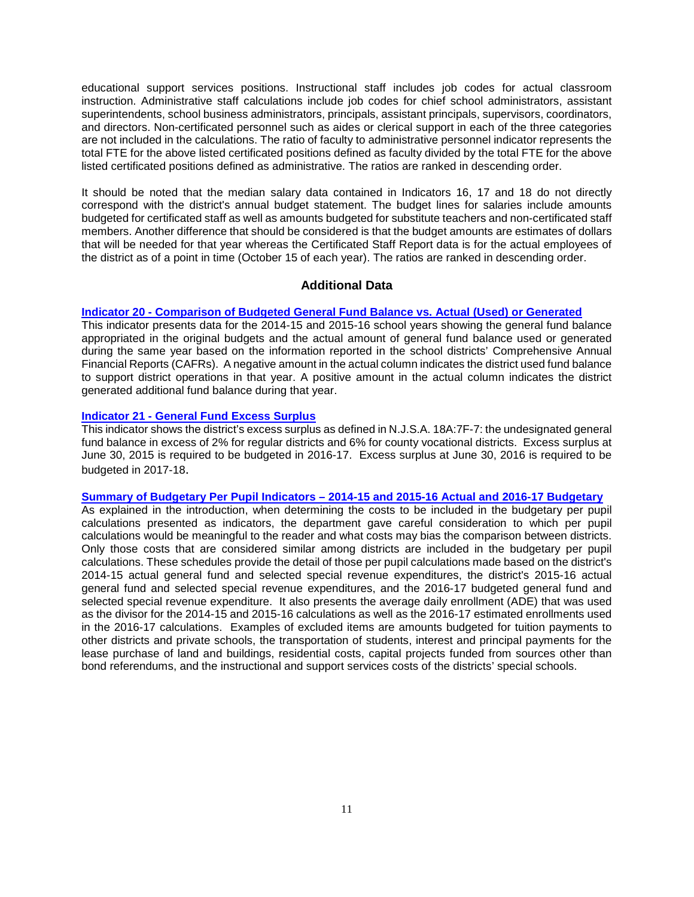educational support services positions. Instructional staff includes job codes for actual classroom instruction. Administrative staff calculations include job codes for chief school administrators, assistant superintendents, school business administrators, principals, assistant principals, supervisors, coordinators, and directors. Non-certificated personnel such as aides or clerical support in each of the three categories are not included in the calculations. The ratio of faculty to administrative personnel indicator represents the total FTE for the above listed certificated positions defined as faculty divided by the total FTE for the above listed certificated positions defined as administrative. The ratios are ranked in descending order.

It should be noted that the median salary data contained in Indicators 16, 17 and 18 do not directly correspond with the district's annual budget statement. The budget lines for salaries include amounts budgeted for certificated staff as well as amounts budgeted for substitute teachers and non-certificated staff members. Another difference that should be considered is that the budget amounts are estimates of dollars that will be needed for that year whereas the Certificated Staff Report data is for the actual employees of the district as of a point in time (October 15 of each year). The ratios are ranked in descending order.

## Additional Data

**Indicator 20 - Comparison of Budgeted General Fund Balance vs. Actual (Used) or Generated**

This indicator presents data for the 2014-15 and 2015-16 school years showing the general fund balance appropriated in the original budgets and the actual amount of general fund balance used or generated during the same year based on the information reported in the school districts' Comprehensive Annual Financial Reports (CAFRs). A negative amount in the actual column indicates the district used fund balance to support district operations in that year. A positive amount in the actual column indicates the district generated additional fund balance during that year.

**Indicator 21 - General Fund Excess Surplus**

This indicator shows the district's excess surplus as defined in N.J.S.A. 18A:7F-7: the undesignated general fund balance in excess of 2% for regular districts and 6% for county vocational districts. Excess surplus at June 30, 2015 is required to be budgeted in 2016-17. Excess surplus at June 30, 2016 is required to be budgeted in 2017-18.

**Summary of Budgetary Per Pupil Indicators – 2014-15 and 2015-16 Actual and 2016-17 Budgetary**

As explained in the introduction, when determining the costs to be included in the budgetary per pupil calculations presented as indicators, the department gave careful consideration to which per pupil calculations would be meaningful to the reader and what costs may bias the comparison between districts. Only those costs that are considered similar among districts are included in the budgetary per pupil calculations. These schedules provide the detail of those per pupil calculations made based on the district's 2014-15 actual general fund and selected special revenue expenditures, the district's 2015-16 actual general fund and selected special revenue expenditures, and the 2016-17 budgeted general fund and selected special revenue expenditure. It also presents the average daily enrollment (ADE) that was used as the divisor for the 2014-15 and 2015-16 calculations as well as the 2016-17 estimated enrollments used in the 2016-17 calculations. Examples of excluded items are amounts budgeted for tuition payments to other districts and private schools, the transportation of students, interest and principal payments for the lease purchase of land and buildings, residential costs, capital projects funded from sources other than bond referendums, and the instructional and support services costs of the districts' special schools.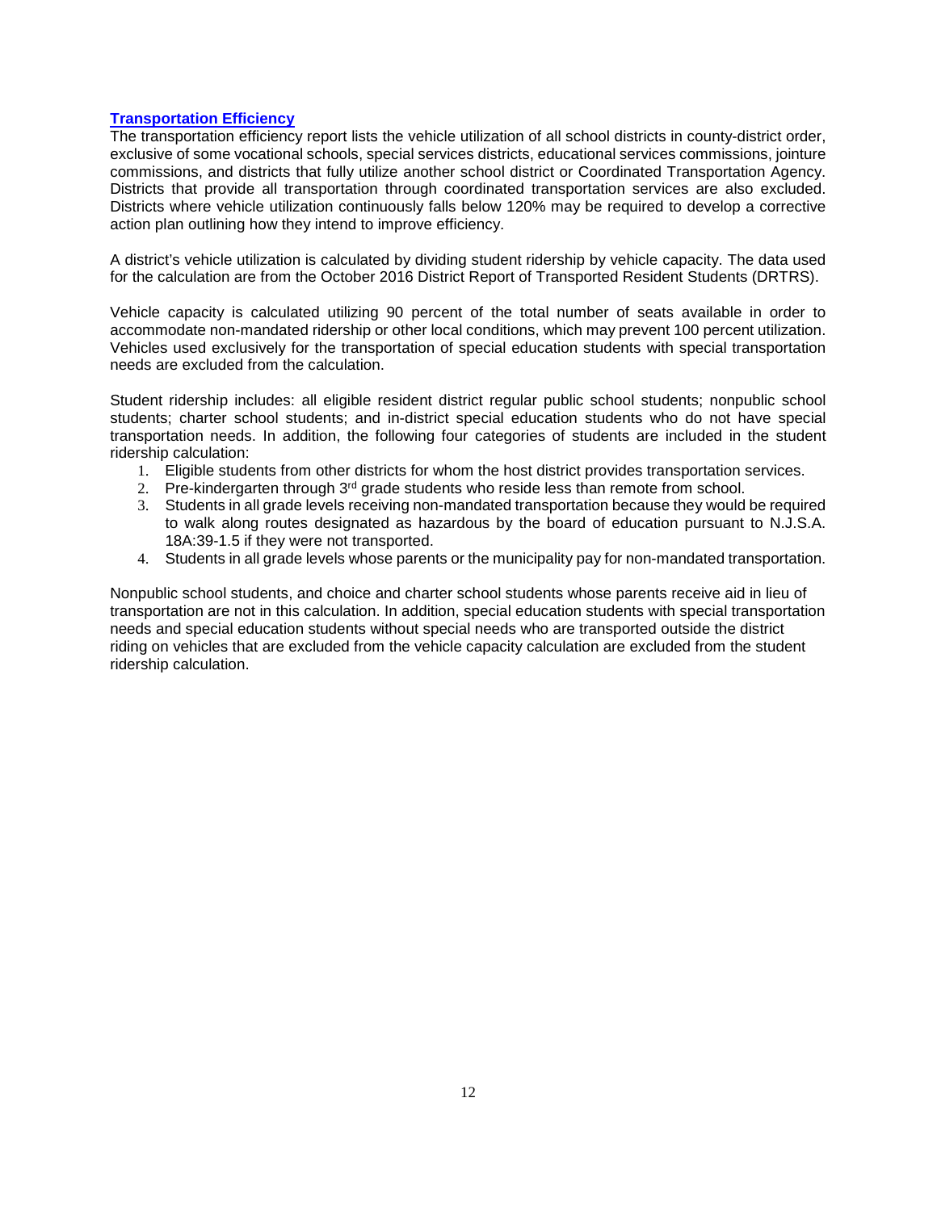## Transportation Efficiency

The transportation efficiency report lists the vehicle utilization of all school districts in county-district order, exclusive of some vocational schools, special services districts, educational services commissions, jointure commissions, and districts that fully utilize another school district or Coordinated Transportation Agency. Districts that provide all transportation through coordinated transportation services are also excluded. Districts where vehicle utilization continuously falls below 120% may be required to develop a corrective action plan outlining how they intend to improve efficiency.

A district's vehicle utilization is calculated by dividing student ridership by vehicle capacity. The data used for the calculation are from the October 2016 District Report of Transported Resident Students (DRTRS).

Vehicle capacity is calculated utilizing 90 percent of the total number of seats available in order to accommodate non-mandated ridership or other local conditions, which may prevent 100 percent utilization. Vehicles used exclusively for the transportation of special education students with special transportation needs are excluded from the calculation.

Student ridership includes: all eligible resident district regular public school students; nonpublic school students; charter school students; and in-district special education students who do not have special transportation needs. In addition, the following four categories of students are included in the student ridership calculation:

1. Eligible students from other districts for whom the host district provides transportation services.
2. Pre-kindergarten through 3rd grade students who reside less than remote from school.
3. Students in all grade levels receiving non-mandated transportation because they would be required to walk along routes designated as hazardous by the board of education pursuant to N.J.S.A. 18A:39-1.5 if they were not transported.
4. Students in all grade levels whose parents or the municipality pay for non-mandated transportation.

Nonpublic school students, and choice and charter school students whose parents receive aid in lieu of transportation are not in this calculation. In addition, special education students with special transportation needs and special education students without special needs who are transported outside the district riding on vehicles that are excluded from the vehicle capacity calculation are excluded from the student ridership calculation.